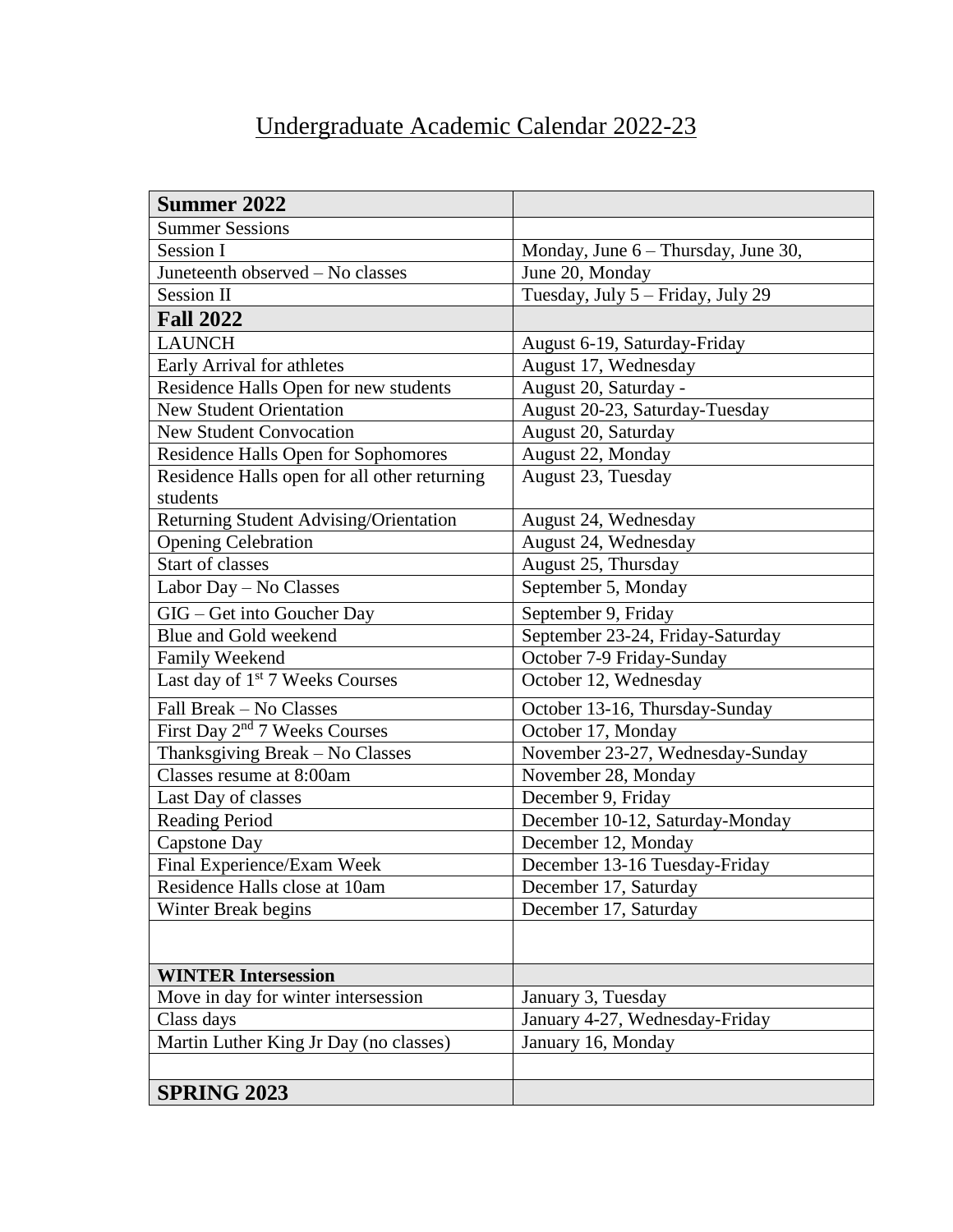# Undergraduate Academic Calendar 2022-23

| **Summer 2022** | |
|---|---|
| Summer Sessions | |
| Session I | Monday, June 6 – Thursday, June 30, |
| Juneteenth observed – No classes | June 20, Monday |
| Session II | Tuesday, July 5 – Friday, July 29 |
| **Fall 2022** | |
| LAUNCH | August 6-19, Saturday-Friday |
| Early Arrival for athletes | August 17, Wednesday |
| Residence Halls Open for new students | August 20, Saturday - |
| New Student Orientation | August 20-23, Saturday-Tuesday |
| New Student Convocation | August 20, Saturday |
| Residence Halls Open for Sophomores | August 22, Monday |
| Residence Halls open for all other returning students | August 23, Tuesday |
| Returning Student Advising/Orientation | August 24, Wednesday |
| Opening Celebration | August 24, Wednesday |
| Start of classes | August 25, Thursday |
| Labor Day – No Classes | September 5, Monday |
| GIG – Get into Goucher Day | September 9, Friday |
| Blue and Gold weekend | September 23-24, Friday-Saturday |
| Family Weekend | October 7-9 Friday-Sunday |
| Last day of 1st 7 Weeks Courses | October 12, Wednesday |
| Fall Break – No Classes | October 13-16, Thursday-Sunday |
| First Day 2nd 7 Weeks Courses | October 17, Monday |
| Thanksgiving Break – No Classes | November 23-27, Wednesday-Sunday |
| Classes resume at 8:00am | November 28, Monday |
| Last Day of classes | December 9, Friday |
| Reading Period | December 10-12, Saturday-Monday |
| Capstone Day | December 12, Monday |
| Final Experience/Exam Week | December 13-16 Tuesday-Friday |
| Residence Halls close at 10am | December 17, Saturday |
| Winter Break begins | December 17, Saturday |
| | |
| **WINTER Intersession** | |
| Move in day for winter intersession | January 3, Tuesday |
| Class days | January 4-27, Wednesday-Friday |
| Martin Luther King Jr Day (no classes) | January 16, Monday |
| | |
| **SPRING 2023** | |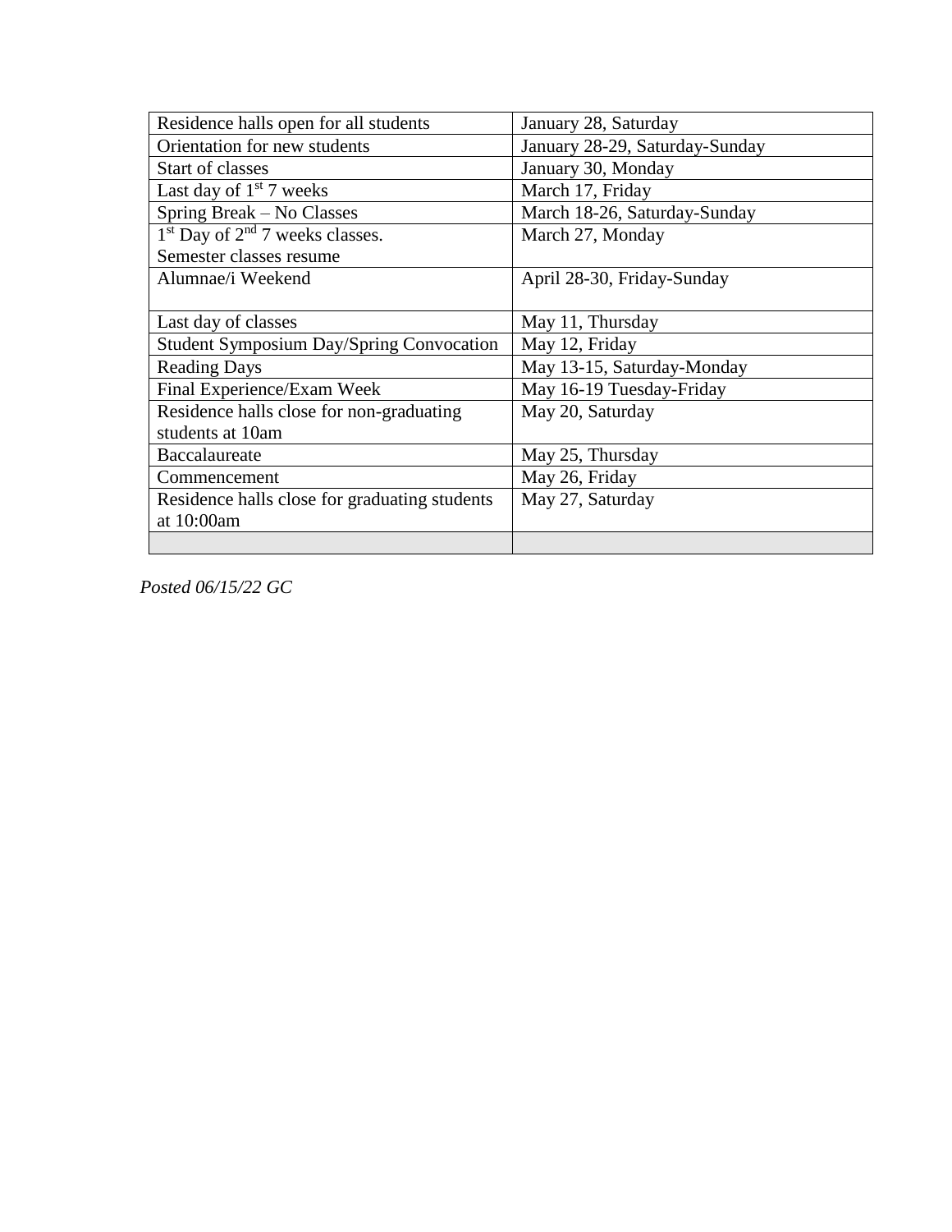| | |
|---|---|
| Residence halls open for all students | January 28, Saturday |
| Orientation for new students | January 28-29, Saturday-Sunday |
| Start of classes | January 30, Monday |
| Last day of 1st 7 weeks | March 17, Friday |
| Spring Break – No Classes | March 18-26, Saturday-Sunday |
| 1st Day of 2nd 7 weeks classes. Semester classes resume | March 27, Monday |
| Alumnae/i Weekend | April 28-30, Friday-Sunday |
| Last day of classes | May 11, Thursday |
| Student Symposium Day/Spring Convocation | May 12, Friday |
| Reading Days | May 13-15, Saturday-Monday |
| Final Experience/Exam Week | May 16-19 Tuesday-Friday |
| Residence halls close for non-graduating students at 10am | May 20, Saturday |
| Baccalaureate | May 25, Thursday |
| Commencement | May 26, Friday |
| Residence halls close for graduating students at 10:00am | May 27, Saturday |
| | |

*Posted 06/15/22 GC*